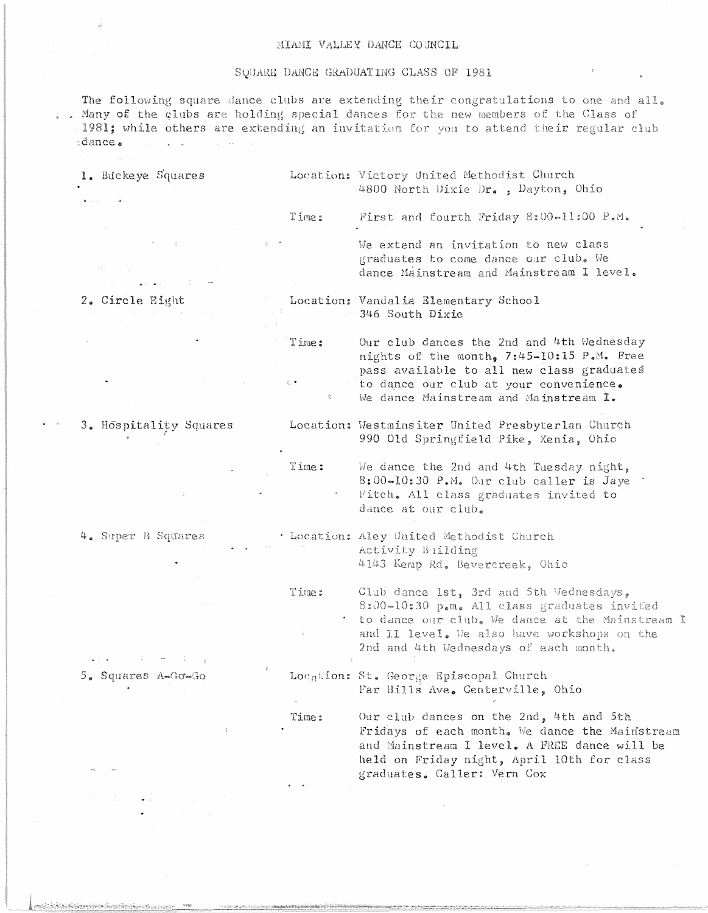# MIAMI VALLEY DANCE COUNCIL

## SQUARE DANCE GRADUATING CLASS OF 1981

The following square dance clubs are extending their congratulations to one and all. Many of the clubs are holding special dances for the new members of the Class of 1981; while others are extending an invitation for you to attend their regular club dance.

1. Buckeye Squares

   Location: Victory United Methodist Church
   4800 North Dixie Dr. , Dayton, Ohio

   Time: First and fourth Friday 8:00-11:00 P.M.

   We extend an invitation to new class graduates to come dance our club. We dance Mainstream and Mainstream I level.

2. Circle Eight

   Location: Vandalia Elementary School
   346 South Dixie

   Time: Our club dances the 2nd and 4th Wednesday nights of the month, 7:45-10:15 P.M. Free pass available to all new class graduates to dance our club at your convenience. We dance Mainstream and Mainstream I.

3. Hospitality Squares

   Location: Westminsiter United Presbyterian Church
   990 Old Springfield Pike, Xenia, Ohio

   Time: We dance the 2nd and 4th Tuesday night, 8:00-10:30 P.M. Our club caller is Jaye Fitch. All class graduates invited to dance at our club.

4. Super B Squares

   Location: Aley United Methodist Church
   Activity Building
   4143 Kemp Rd. Bevercreek, Ohio

   Time: Club dance 1st, 3rd and 5th Wednesdays, 8:00-10:30 p.m. All class graduates invited to dance our club. We dance at the Mainstream I and II level. We also have workshops on the 2nd and 4th Wednesdays of each month.

5. Squares A-Go-Go

   Location: St. George Episcopal Church
   Far Hills Ave. Centerville, Ohio

   Time: Our club dances on the 2nd, 4th and 5th Fridays of each month. We dance the Mainstream and Mainstream I level. A FREE dance will be held on Friday night, April 10th for class graduates. Caller: Vern Cox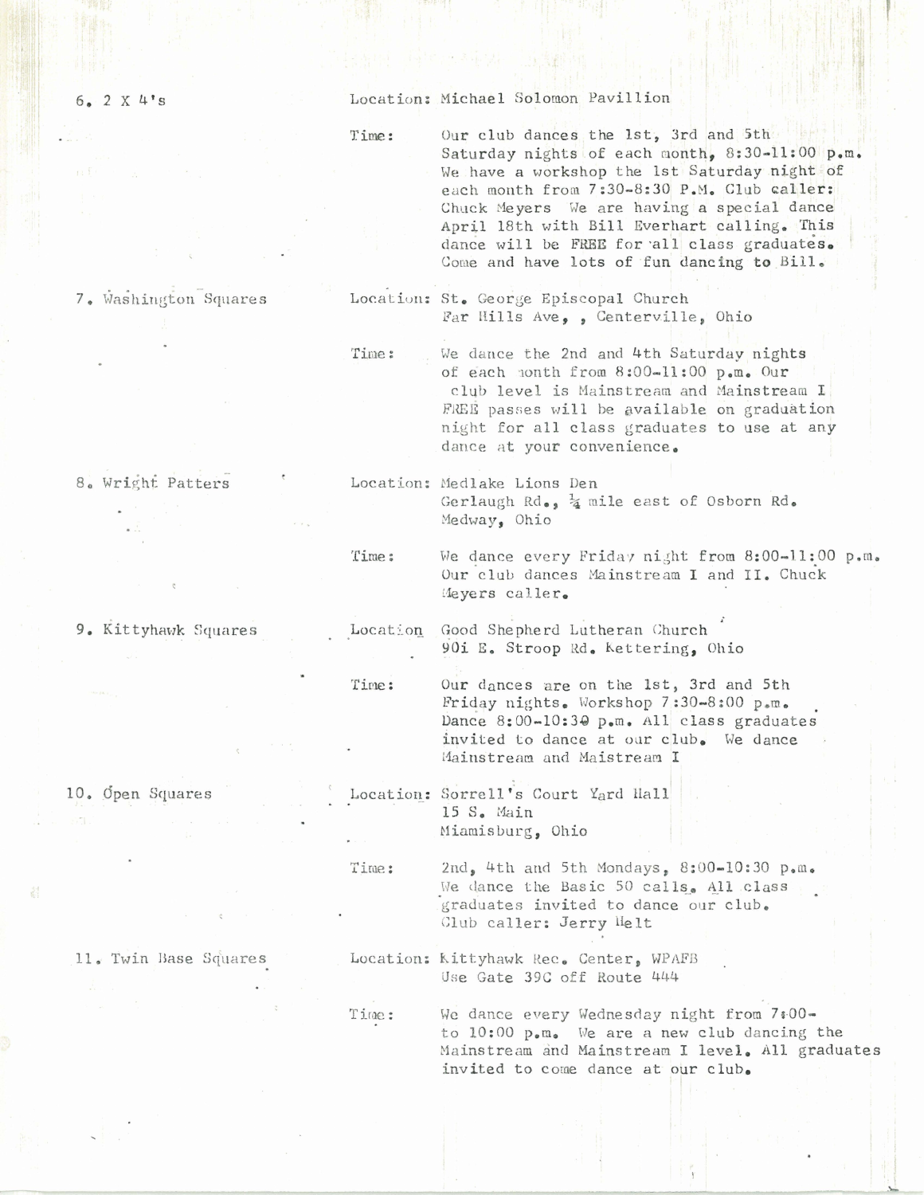6. 2 X 4's

Location: Michael Solomon Pavillion

Time: Our club dances the 1st, 3rd and 5th Saturday nights of each month, 8:30-11:00 p.m. We have a workshop the 1st Saturday night of each month from 7:30-8:30 P.M. Club caller: Chuck Meyers We are having a special dance April 18th with Bill Everhart calling. This dance will be FREE for all class graduates. Come and have lots of fun dancing to Bill.

7. Washington Squares

Location: St. George Episcopal Church
Far Hills Ave, , Centerville, Ohio

Time: We dance the 2nd and 4th Saturday nights of each month from 8:00-11:00 p.m. Our club level is Mainstream and Mainstream I FREE passes will be available on graduation night for all class graduates to use at any dance at your convenience.

8. Wright Patters

Location: Medlake Lions Den
Gerlaugh Rd., ¼ mile east of Osborn Rd.
Medway, Ohio

Time: We dance every Friday night from 8:00-11:00 p.m. Our club dances Mainstream I and II. Chuck Meyers caller.

9. Kittyhawk Squares

Location Good Shepherd Lutheran Church
90i E. Stroop Rd. Kettering, Ohio

Time: Our dances are on the 1st, 3rd and 5th Friday nights. Workshop 7:30-8:00 p.m. Dance 8:00-10:30 p.m. All class graduates invited to dance at our club. We dance Mainstream and Maistream I

10. Open Squares

Location: Sorrell's Court Yard Hall
15 S. Main
Miamisburg, Ohio

Time: 2nd, 4th and 5th Mondays, 8:00-10:30 p.m. We dance the Basic 50 calls. All class graduates invited to dance our club. Club caller: Jerry Helt

11. Twin Base Squares

Location: Kittyhawk Rec. Center, WPAFB
Use Gate 39C off Route 444

Time: We dance every Wednesday night from 7:00-to 10:00 p.m. We are a new club dancing the Mainstream and Mainstream I level. All graduates invited to come dance at our club.